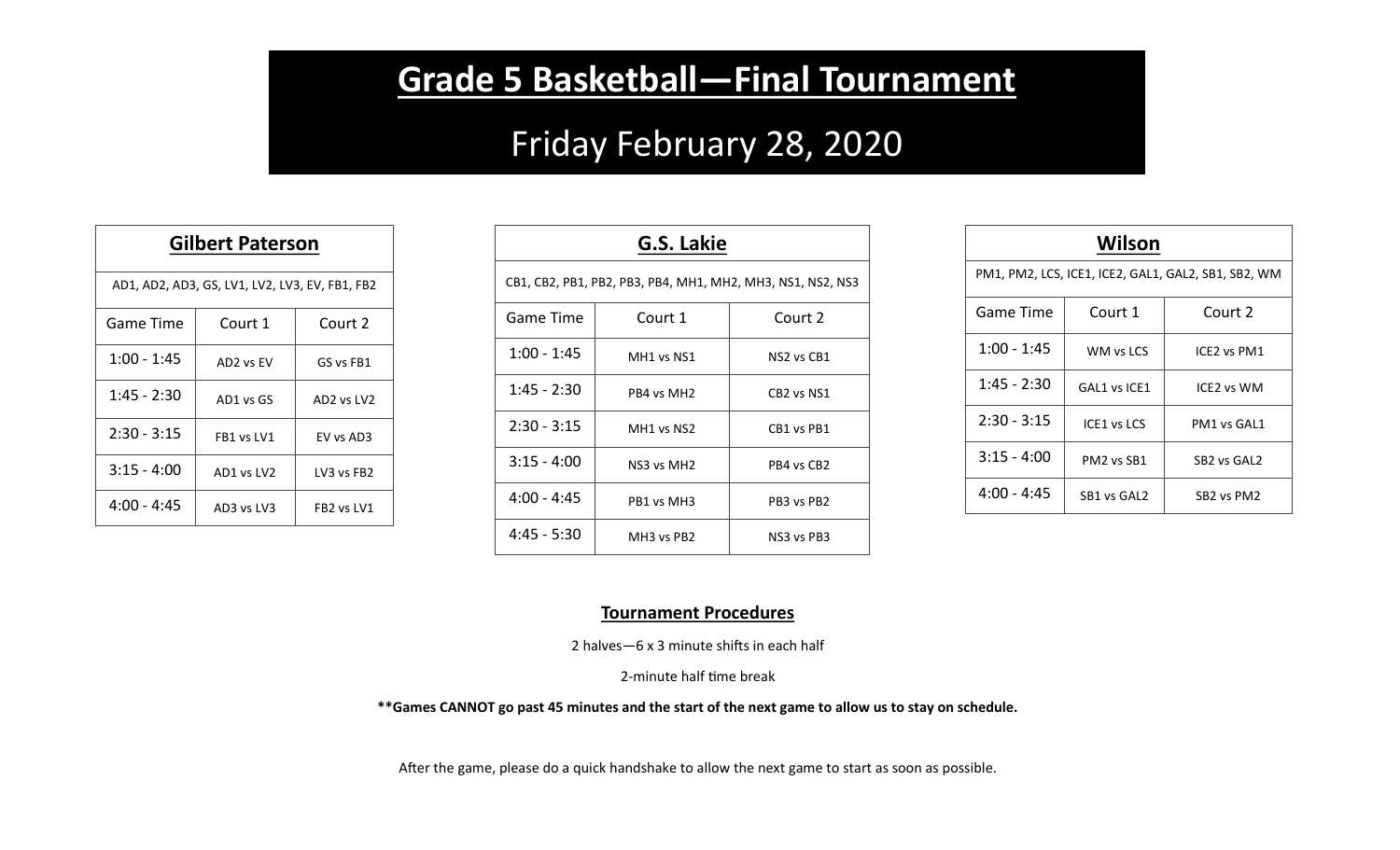# Grade 5 Basketball—Final Tournament

## Friday February 28, 2020

### Gilbert Paterson

AD1, AD2, AD3, GS, LV1, LV2, LV3, EV, FB1, FB2

| Game Time | Court 1 | Court 2 |
|---|---|---|
| 1:00 - 1:45 | AD2 vs EV | GS vs FB1 |
| 1:45 - 2:30 | AD1 vs GS | AD2 vs LV2 |
| 2:30 - 3:15 | FB1 vs LV1 | EV vs AD3 |
| 3:15 - 4:00 | AD1 vs LV2 | LV3 vs FB2 |
| 4:00 - 4:45 | AD3 vs LV3 | FB2 vs LV1 |

### G.S. Lakie

CB1, CB2, PB1, PB2, PB3, PB4, MH1, MH2, MH3, NS1, NS2, NS3

| Game Time | Court 1 | Court 2 |
|---|---|---|
| 1:00 - 1:45 | MH1 vs NS1 | NS2 vs CB1 |
| 1:45 - 2:30 | PB4 vs MH2 | CB2 vs NS1 |
| 2:30 - 3:15 | MH1 vs NS2 | CB1 vs PB1 |
| 3:15 - 4:00 | NS3 vs MH2 | PB4 vs CB2 |
| 4:00 - 4:45 | PB1 vs MH3 | PB3 vs PB2 |
| 4:45 - 5:30 | MH3 vs PB2 | NS3 vs PB3 |

### Wilson

PM1, PM2, LCS, ICE1, ICE2, GAL1, GAL2, SB1, SB2, WM

| Game Time | Court 1 | Court 2 |
|---|---|---|
| 1:00 - 1:45 | WM vs LCS | ICE2 vs PM1 |
| 1:45 - 2:30 | GAL1 vs ICE1 | ICE2 vs WM |
| 2:30 - 3:15 | ICE1 vs LCS | PM1 vs GAL1 |
| 3:15 - 4:00 | PM2 vs SB1 | SB2 vs GAL2 |
| 4:00 - 4:45 | SB1 vs GAL2 | SB2 vs PM2 |

### Tournament Procedures

2 halves—6 x 3 minute shifts in each half

2-minute half time break

**\*\*Games CANNOT go past 45 minutes and the start of the next game to allow us to stay on schedule.**

After the game, please do a quick handshake to allow the next game to start as soon as possible.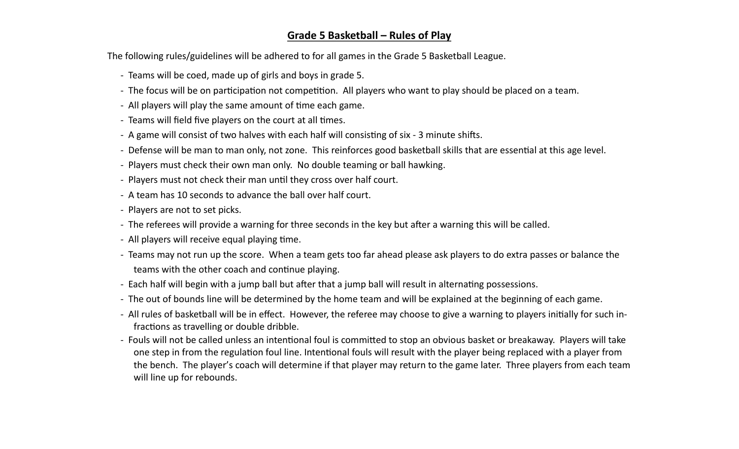## Grade 5 Basketball – Rules of Play

The following rules/guidelines will be adhered to for all games in the Grade 5 Basketball League.

- Teams will be coed, made up of girls and boys in grade 5.
- The focus will be on participation not competition. All players who want to play should be placed on a team.
- All players will play the same amount of time each game.
- Teams will field five players on the court at all times.
- A game will consist of two halves with each half will consisting of six - 3 minute shifts.
- Defense will be man to man only, not zone. This reinforces good basketball skills that are essential at this age level.
- Players must check their own man only. No double teaming or ball hawking.
- Players must not check their man until they cross over half court.
- A team has 10 seconds to advance the ball over half court.
- Players are not to set picks.
- The referees will provide a warning for three seconds in the key but after a warning this will be called.
- All players will receive equal playing time.
- Teams may not run up the score. When a team gets too far ahead please ask players to do extra passes or balance the teams with the other coach and continue playing.
- Each half will begin with a jump ball but after that a jump ball will result in alternating possessions.
- The out of bounds line will be determined by the home team and will be explained at the beginning of each game.
- All rules of basketball will be in effect. However, the referee may choose to give a warning to players initially for such infractions as travelling or double dribble.
- Fouls will not be called unless an intentional foul is committed to stop an obvious basket or breakaway. Players will take one step in from the regulation foul line. Intentional fouls will result with the player being replaced with a player from the bench. The player's coach will determine if that player may return to the game later. Three players from each team will line up for rebounds.